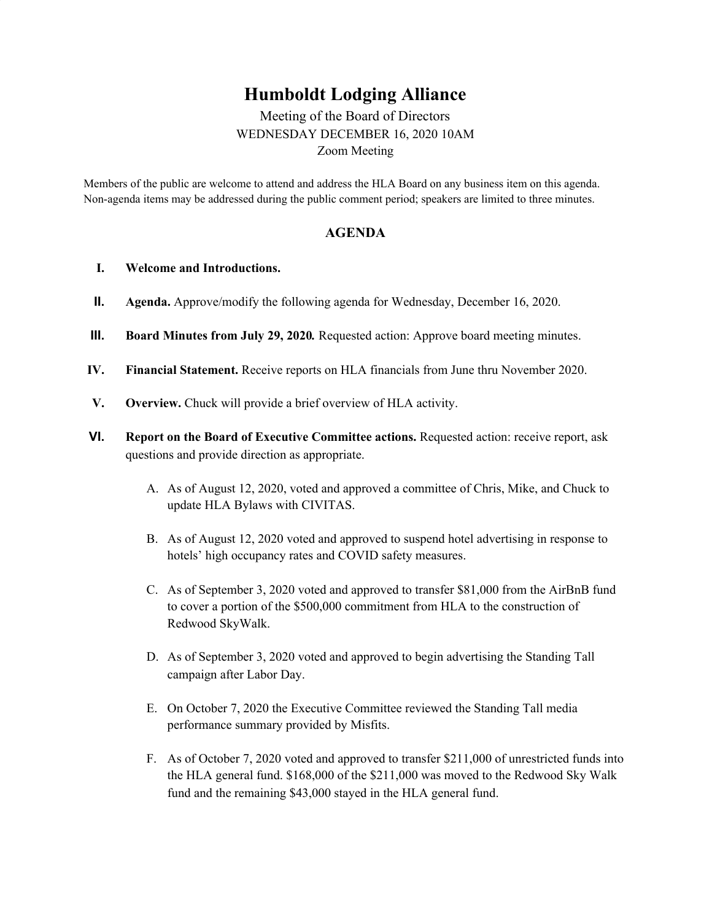# Humboldt Lodging Alliance

Meeting of the Board of Directors

WEDNESDAY DECEMBER 16, 2020 10AM

Zoom Meeting

Members of the public are welcome to attend and address the HLA Board on any business item on this agenda. Non-agenda items may be addressed during the public comment period; speakers are limited to three minutes.

## AGENDA

I. **Welcome and Introductions.**

II. **Agenda.** Approve/modify the following agenda for Wednesday, December 16, 2020.

III. **Board Minutes from July 29, 2020.** Requested action: Approve board meeting minutes.

IV. **Financial Statement.** Receive reports on HLA financials from June thru November 2020.

V. **Overview.** Chuck will provide a brief overview of HLA activity.

VI. **Report on the Board of Executive Committee actions.** Requested action: receive report, ask questions and provide direction as appropriate.

A. As of August 12, 2020, voted and approved a committee of Chris, Mike, and Chuck to update HLA Bylaws with CIVITAS.

B. As of August 12, 2020 voted and approved to suspend hotel advertising in response to hotels' high occupancy rates and COVID safety measures.

C. As of September 3, 2020 voted and approved to transfer $81,000 from the AirBnB fund to cover a portion of the $500,000 commitment from HLA to the construction of Redwood SkyWalk.

D. As of September 3, 2020 voted and approved to begin advertising the Standing Tall campaign after Labor Day.

E. On October 7, 2020 the Executive Committee reviewed the Standing Tall media performance summary provided by Misfits.

F. As of October 7, 2020 voted and approved to transfer $211,000 of unrestricted funds into the HLA general fund. $168,000 of the $211,000 was moved to the Redwood Sky Walk fund and the remaining $43,000 stayed in the HLA general fund.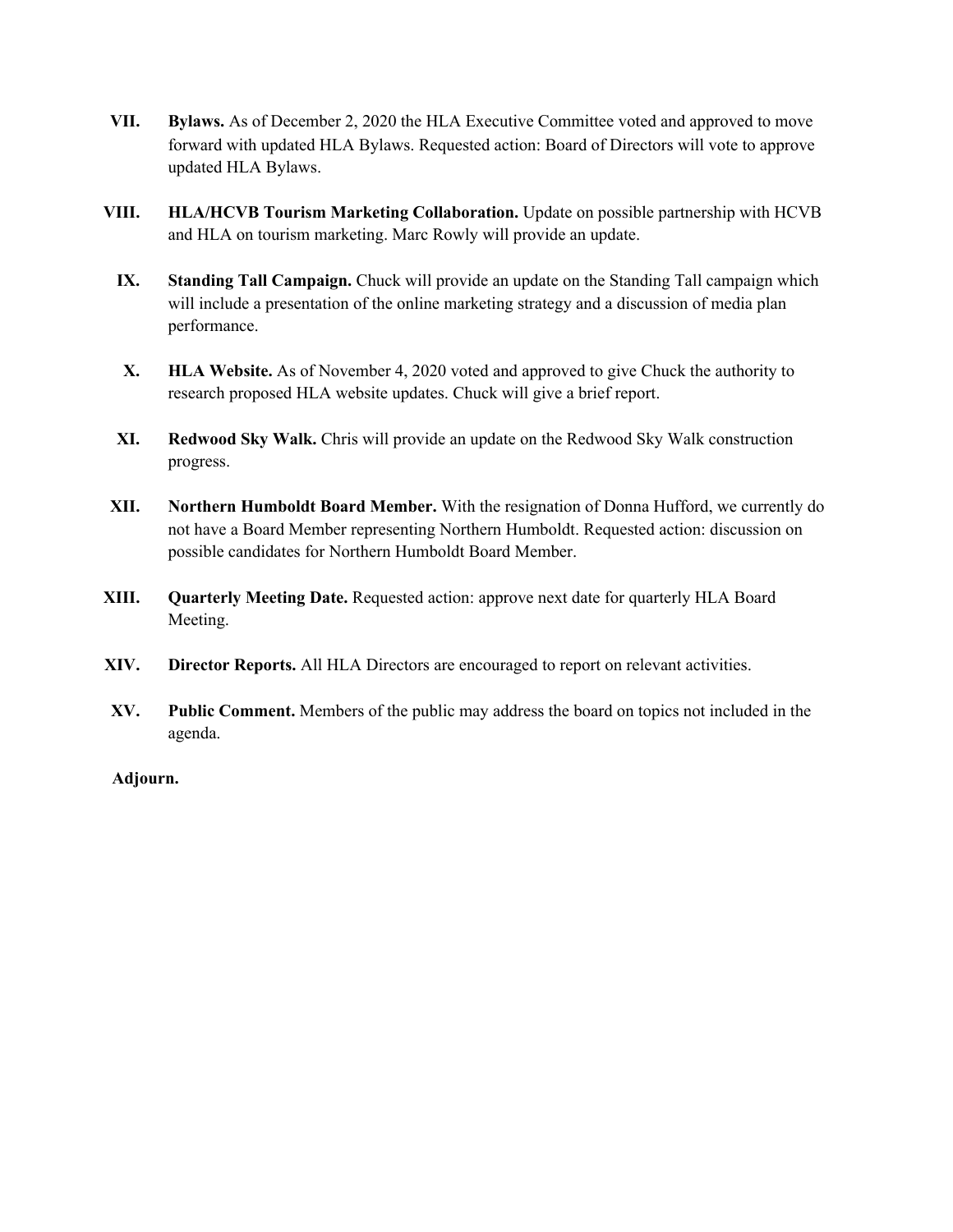VII. **Bylaws.** As of December 2, 2020 the HLA Executive Committee voted and approved to move forward with updated HLA Bylaws. Requested action: Board of Directors will vote to approve updated HLA Bylaws.

VIII. **HLA/HCVB Tourism Marketing Collaboration.** Update on possible partnership with HCVB and HLA on tourism marketing. Marc Rowly will provide an update.

IX. **Standing Tall Campaign.** Chuck will provide an update on the Standing Tall campaign which will include a presentation of the online marketing strategy and a discussion of media plan performance.

X. **HLA Website.** As of November 4, 2020 voted and approved to give Chuck the authority to research proposed HLA website updates. Chuck will give a brief report.

XI. **Redwood Sky Walk.** Chris will provide an update on the Redwood Sky Walk construction progress.

XII. **Northern Humboldt Board Member.** With the resignation of Donna Hufford, we currently do not have a Board Member representing Northern Humboldt. Requested action: discussion on possible candidates for Northern Humboldt Board Member.

XIII. **Quarterly Meeting Date.** Requested action: approve next date for quarterly HLA Board Meeting.

XIV. **Director Reports.** All HLA Directors are encouraged to report on relevant activities.

XV. **Public Comment.** Members of the public may address the board on topics not included in the agenda.

**Adjourn.**